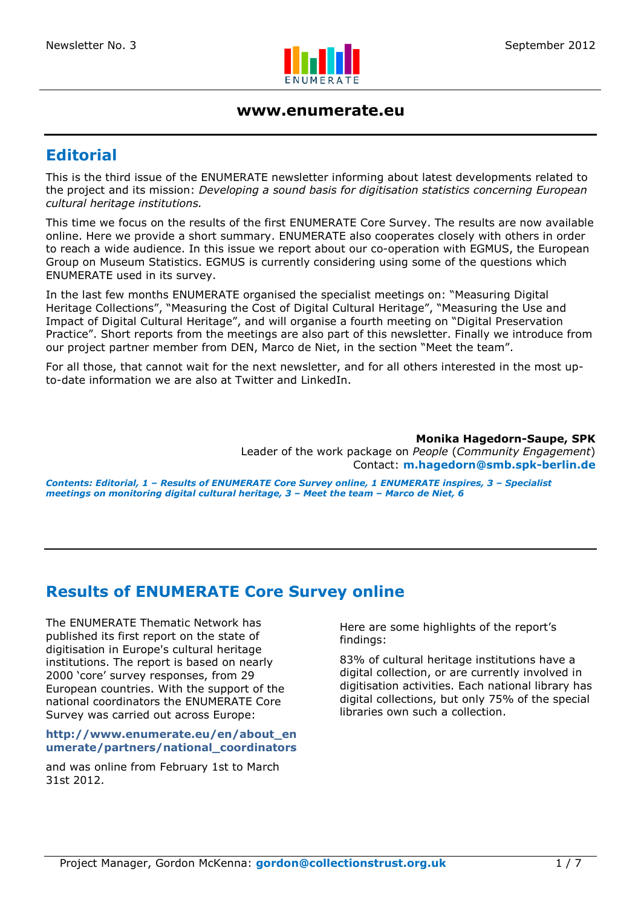Newsletter No. 3 — September 2012

**www.enumerate.eu**

## Editorial

This is the third issue of the ENUMERATE newsletter informing about latest developments related to the project and its mission: *Developing a sound basis for digitisation statistics concerning European cultural heritage institutions.*

This time we focus on the results of the first ENUMERATE Core Survey. The results are now available online. Here we provide a short summary. ENUMERATE also cooperates closely with others in order to reach a wide audience. In this issue we report about our co-operation with EGMUS, the European Group on Museum Statistics. EGMUS is currently considering using some of the questions which ENUMERATE used in its survey.

In the last few months ENUMERATE organised the specialist meetings on: "Measuring Digital Heritage Collections", "Measuring the Cost of Digital Cultural Heritage", "Measuring the Use and Impact of Digital Cultural Heritage", and will organise a fourth meeting on "Digital Preservation Practice". Short reports from the meetings are also part of this newsletter. Finally we introduce from our project partner member from DEN, Marco de Niet, in the section "Meet the team".

For all those, that cannot wait for the next newsletter, and for all others interested in the most up-to-date information we are also at Twitter and LinkedIn.

**Monika Hagedorn-Saupe, SPK**
Leader of the work package on *People* (*Community Engagement*)
Contact: **m.hagedorn@smb.spk-berlin.de**

***Contents: Editorial, 1 – Results of ENUMERATE Core Survey online, 1 ENUMERATE inspires, 3 – Specialist meetings on monitoring digital cultural heritage, 3 – Meet the team – Marco de Niet, 6***

## Results of ENUMERATE Core Survey online

The ENUMERATE Thematic Network has published its first report on the state of digitisation in Europe's cultural heritage institutions. The report is based on nearly 2000 'core' survey responses, from 29 European countries. With the support of the national coordinators the ENUMERATE Core Survey was carried out across Europe:

**http://www.enumerate.eu/en/about_enumerate/partners/national_coordinators**

and was online from February 1st to March 31st 2012.

Here are some highlights of the report's findings:

83% of cultural heritage institutions have a digital collection, or are currently involved in digitisation activities. Each national library has digital collections, but only 75% of the special libraries own such a collection.

Project Manager, Gordon McKenna: **gordon@collectionstrust.org.uk**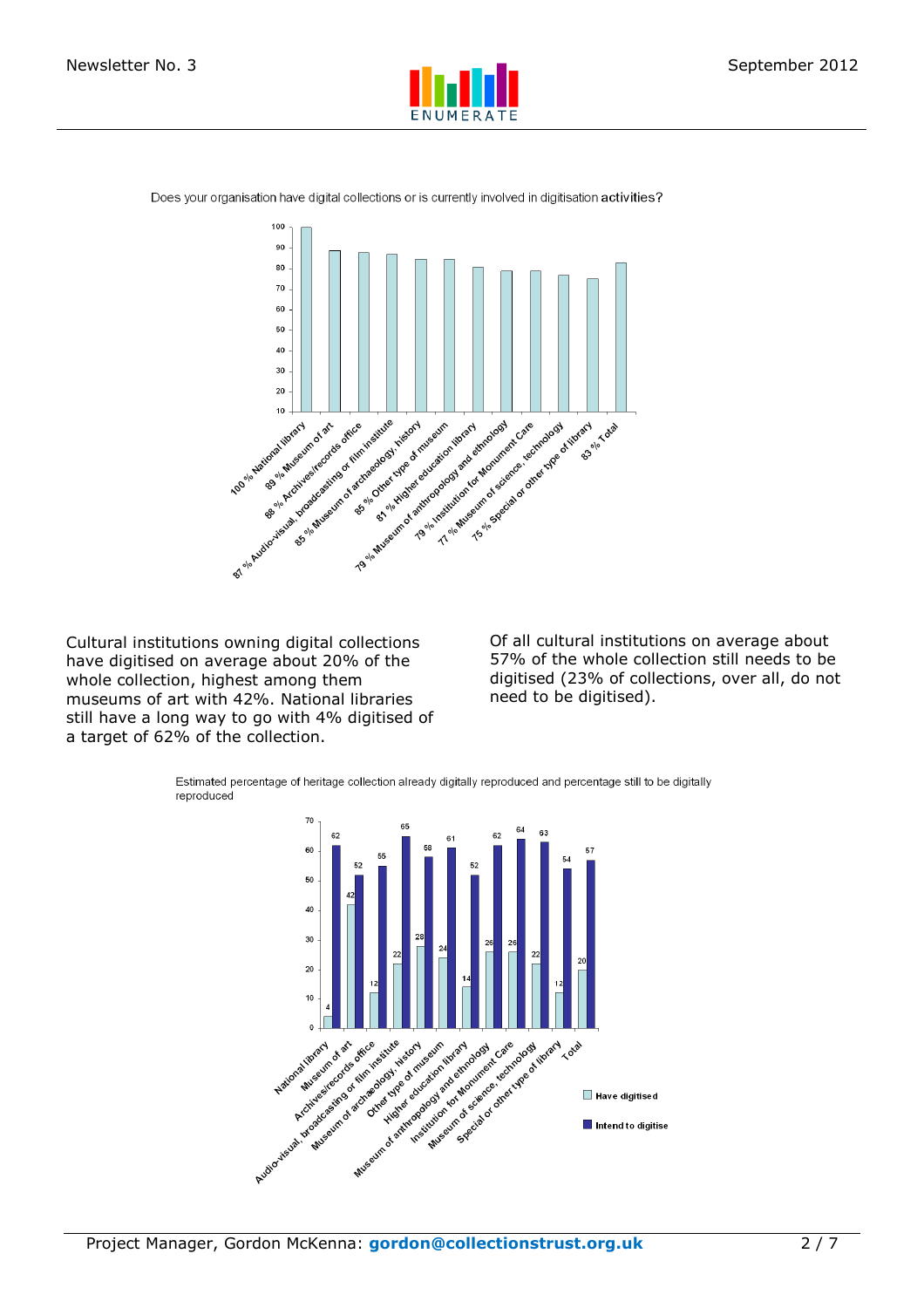Does your organisation have digital collections or is currently involved in digitisation activities?

| Institution type | % |
|---|---|
| National library | 100 % |
| Museum of art | 89 % |
| Archives/records office | 88 % |
| Audio-visual, broadcasting or film institute | 87 % |
| Museum of archaeology, history | 85 % |
| Other type of museum | 85 % |
| Higher education library | 81 % |
| Museum of anthropology and ethnology | 79 % |
| Institution for Monument Care | 79 % |
| Museum of science, technology | 77 % |
| Special or other type of library | 75 % |
| Total | 83 % |

Cultural institutions owning digital collections have digitised on average about 20% of the whole collection, highest among them museums of art with 42%. National libraries still have a long way to go with 4% digitised of a target of 62% of the collection.

Of all cultural institutions on average about 57% of the whole collection still needs to be digitised (23% of collections, over all, do not need to be digitised).

Estimated percentage of heritage collection already digitally reproduced and percentage still to be digitally reproduced

| Institution type | Have digitised | Intend to digitise |
|---|---|---|
| National library | 4 | 62 |
| Museum of art | 42 | 52 |
| Archives/records office | 12 | 55 |
| Audio-visual, broadcasting or film institute | 22 | 65 |
| Museum of archaeology, history | 28 | 58 |
| Other type of museum | 24 | 61 |
| Higher education library | 14 | 52 |
| Museum of anthropology and ethnology | 26 | 62 |
| Institution for Monument Care | 26 | 64 |
| Museum of science, technology | 22 | 63 |
| Special or other type of library | 12 | 54 |
| Total | 20 | 57 |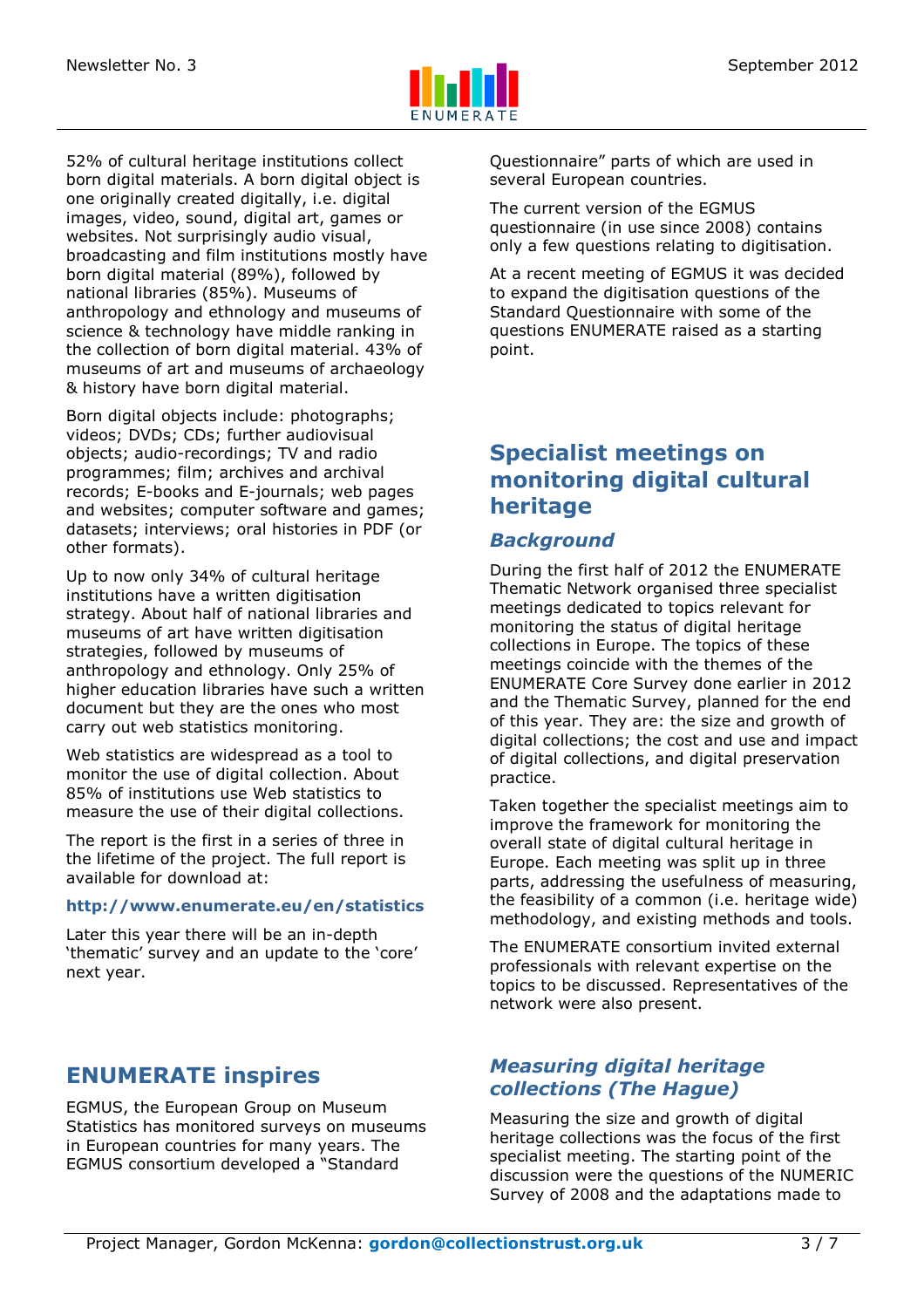52% of cultural heritage institutions collect born digital materials. A born digital object is one originally created digitally, i.e. digital images, video, sound, digital art, games or websites. Not surprisingly audio visual, broadcasting and film institutions mostly have born digital material (89%), followed by national libraries (85%). Museums of anthropology and ethnology and museums of science & technology have middle ranking in the collection of born digital material. 43% of museums of art and museums of archaeology & history have born digital material.

Born digital objects include: photographs; videos; DVDs; CDs; further audiovisual objects; audio-recordings; TV and radio programmes; film; archives and archival records; E-books and E-journals; web pages and websites; computer software and games; datasets; interviews; oral histories in PDF (or other formats).

Up to now only 34% of cultural heritage institutions have a written digitisation strategy. About half of national libraries and museums of art have written digitisation strategies, followed by museums of anthropology and ethnology. Only 25% of higher education libraries have such a written document but they are the ones who most carry out web statistics monitoring.

Web statistics are widespread as a tool to monitor the use of digital collection. About 85% of institutions use Web statistics to measure the use of their digital collections.

The report is the first in a series of three in the lifetime of the project. The full report is available for download at:

**http://www.enumerate.eu/en/statistics**

Later this year there will be an in-depth 'thematic' survey and an update to the 'core' next year.

## ENUMERATE inspires

EGMUS, the European Group on Museum Statistics has monitored surveys on museums in European countries for many years. The EGMUS consortium developed a "Standard Questionnaire" parts of which are used in several European countries.

The current version of the EGMUS questionnaire (in use since 2008) contains only a few questions relating to digitisation.

At a recent meeting of EGMUS it was decided to expand the digitisation questions of the Standard Questionnaire with some of the questions ENUMERATE raised as a starting point.

## Specialist meetings on monitoring digital cultural heritage

### *Background*

During the first half of 2012 the ENUMERATE Thematic Network organised three specialist meetings dedicated to topics relevant for monitoring the status of digital heritage collections in Europe. The topics of these meetings coincide with the themes of the ENUMERATE Core Survey done earlier in 2012 and the Thematic Survey, planned for the end of this year. They are: the size and growth of digital collections; the cost and use and impact of digital collections, and digital preservation practice.

Taken together the specialist meetings aim to improve the framework for monitoring the overall state of digital cultural heritage in Europe. Each meeting was split up in three parts, addressing the usefulness of measuring, the feasibility of a common (i.e. heritage wide) methodology, and existing methods and tools.

The ENUMERATE consortium invited external professionals with relevant expertise on the topics to be discussed. Representatives of the network were also present.

### *Measuring digital heritage collections (The Hague)*

Measuring the size and growth of digital heritage collections was the focus of the first specialist meeting. The starting point of the discussion were the questions of the NUMERIC Survey of 2008 and the adaptations made to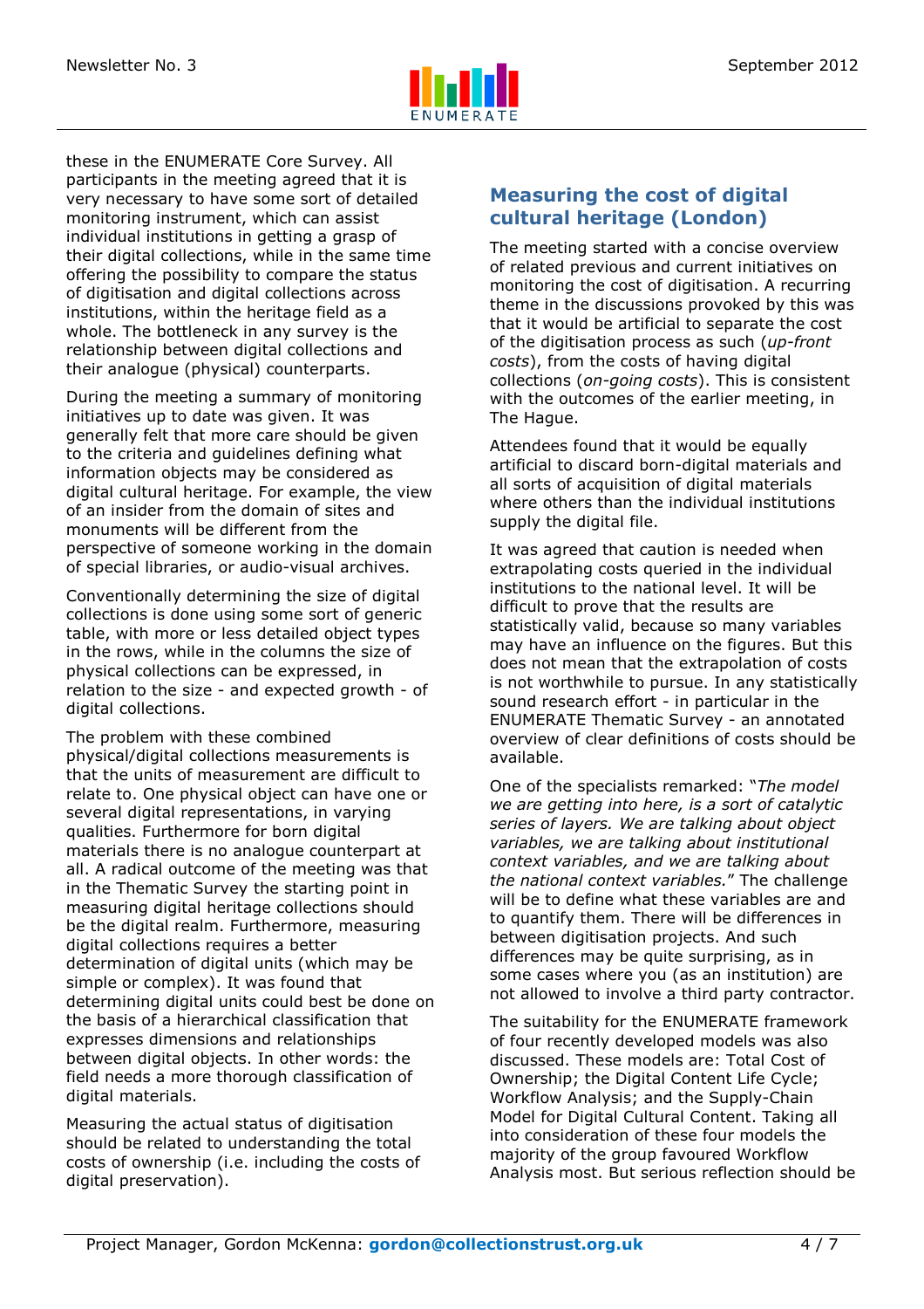these in the ENUMERATE Core Survey. All participants in the meeting agreed that it is very necessary to have some sort of detailed monitoring instrument, which can assist individual institutions in getting a grasp of their digital collections, while in the same time offering the possibility to compare the status of digitisation and digital collections across institutions, within the heritage field as a whole. The bottleneck in any survey is the relationship between digital collections and their analogue (physical) counterparts.

During the meeting a summary of monitoring initiatives up to date was given. It was generally felt that more care should be given to the criteria and guidelines defining what information objects may be considered as digital cultural heritage. For example, the view of an insider from the domain of sites and monuments will be different from the perspective of someone working in the domain of special libraries, or audio-visual archives.

Conventionally determining the size of digital collections is done using some sort of generic table, with more or less detailed object types in the rows, while in the columns the size of physical collections can be expressed, in relation to the size - and expected growth - of digital collections.

The problem with these combined physical/digital collections measurements is that the units of measurement are difficult to relate to. One physical object can have one or several digital representations, in varying qualities. Furthermore for born digital materials there is no analogue counterpart at all. A radical outcome of the meeting was that in the Thematic Survey the starting point in measuring digital heritage collections should be the digital realm. Furthermore, measuring digital collections requires a better determination of digital units (which may be simple or complex). It was found that determining digital units could best be done on the basis of a hierarchical classification that expresses dimensions and relationships between digital objects. In other words: the field needs a more thorough classification of digital materials.

Measuring the actual status of digitisation should be related to understanding the total costs of ownership (i.e. including the costs of digital preservation).

## Measuring the cost of digital cultural heritage (London)

The meeting started with a concise overview of related previous and current initiatives on monitoring the cost of digitisation. A recurring theme in the discussions provoked by this was that it would be artificial to separate the cost of the digitisation process as such (*up-front costs*), from the costs of having digital collections (*on-going costs*). This is consistent with the outcomes of the earlier meeting, in The Hague.

Attendees found that it would be equally artificial to discard born-digital materials and all sorts of acquisition of digital materials where others than the individual institutions supply the digital file.

It was agreed that caution is needed when extrapolating costs queried in the individual institutions to the national level. It will be difficult to prove that the results are statistically valid, because so many variables may have an influence on the figures. But this does not mean that the extrapolation of costs is not worthwhile to pursue. In any statistically sound research effort - in particular in the ENUMERATE Thematic Survey - an annotated overview of clear definitions of costs should be available.

One of the specialists remarked: "*The model we are getting into here, is a sort of catalytic series of layers. We are talking about object variables, we are talking about institutional context variables, and we are talking about the national context variables.*" The challenge will be to define what these variables are and to quantify them. There will be differences in between digitisation projects. And such differences may be quite surprising, as in some cases where you (as an institution) are not allowed to involve a third party contractor.

The suitability for the ENUMERATE framework of four recently developed models was also discussed. These models are: Total Cost of Ownership; the Digital Content Life Cycle; Workflow Analysis; and the Supply-Chain Model for Digital Cultural Content. Taking all into consideration of these four models the majority of the group favoured Workflow Analysis most. But serious reflection should be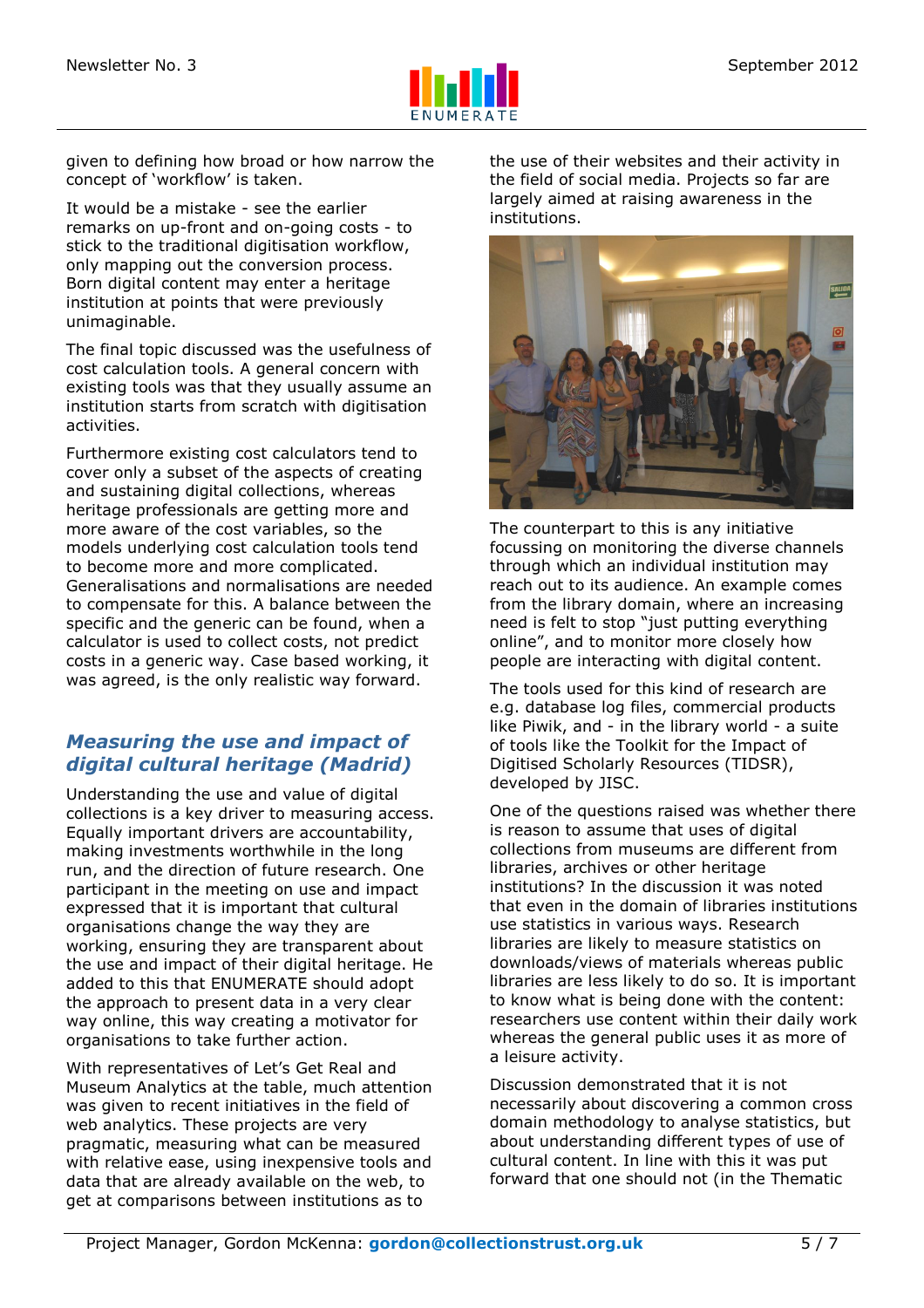given to defining how broad or how narrow the concept of 'workflow' is taken.

It would be a mistake - see the earlier remarks on up-front and on-going costs - to stick to the traditional digitisation workflow, only mapping out the conversion process. Born digital content may enter a heritage institution at points that were previously unimaginable.

The final topic discussed was the usefulness of cost calculation tools. A general concern with existing tools was that they usually assume an institution starts from scratch with digitisation activities.

Furthermore existing cost calculators tend to cover only a subset of the aspects of creating and sustaining digital collections, whereas heritage professionals are getting more and more aware of the cost variables, so the models underlying cost calculation tools tend to become more and more complicated. Generalisations and normalisations are needed to compensate for this. A balance between the specific and the generic can be found, when a calculator is used to collect costs, not predict costs in a generic way. Case based working, it was agreed, is the only realistic way forward.

## *Measuring the use and impact of digital cultural heritage (Madrid)*

Understanding the use and value of digital collections is a key driver to measuring access. Equally important drivers are accountability, making investments worthwhile in the long run, and the direction of future research. One participant in the meeting on use and impact expressed that it is important that cultural organisations change the way they are working, ensuring they are transparent about the use and impact of their digital heritage. He added to this that ENUMERATE should adopt the approach to present data in a very clear way online, this way creating a motivator for organisations to take further action.

With representatives of Let's Get Real and Museum Analytics at the table, much attention was given to recent initiatives in the field of web analytics. These projects are very pragmatic, measuring what can be measured with relative ease, using inexpensive tools and data that are already available on the web, to get at comparisons between institutions as to the use of their websites and their activity in the field of social media. Projects so far are largely aimed at raising awareness in the institutions.

The counterpart to this is any initiative focussing on monitoring the diverse channels through which an individual institution may reach out to its audience. An example comes from the library domain, where an increasing need is felt to stop "just putting everything online", and to monitor more closely how people are interacting with digital content.

The tools used for this kind of research are e.g. database log files, commercial products like Piwik, and - in the library world - a suite of tools like the Toolkit for the Impact of Digitised Scholarly Resources (TIDSR), developed by JISC.

One of the questions raised was whether there is reason to assume that uses of digital collections from museums are different from libraries, archives or other heritage institutions? In the discussion it was noted that even in the domain of libraries institutions use statistics in various ways. Research libraries are likely to measure statistics on downloads/views of materials whereas public libraries are less likely to do so. It is important to know what is being done with the content: researchers use content within their daily work whereas the general public uses it as more of a leisure activity.

Discussion demonstrated that it is not necessarily about discovering a common cross domain methodology to analyse statistics, but about understanding different types of use of cultural content. In line with this it was put forward that one should not (in the Thematic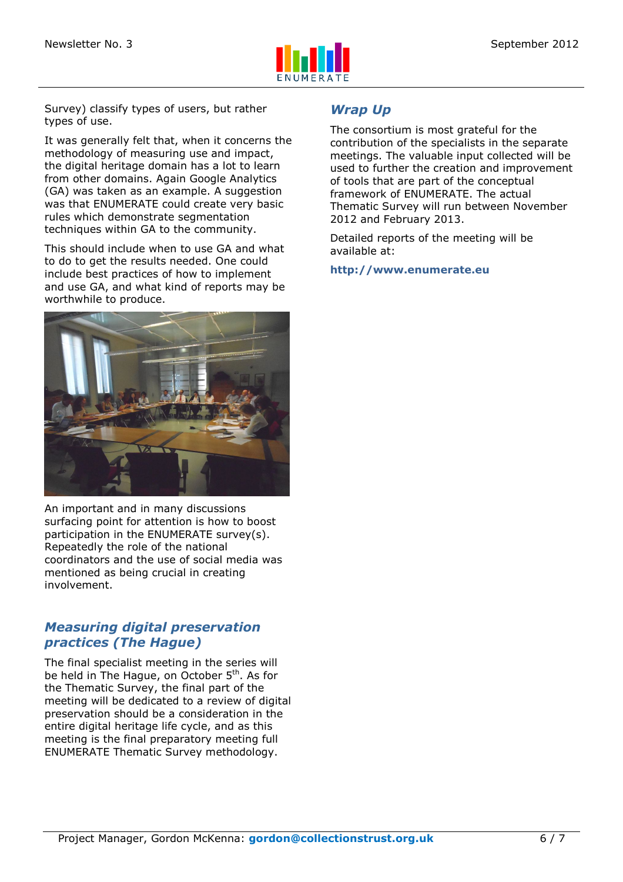Survey) classify types of users, but rather types of use.

It was generally felt that, when it concerns the methodology of measuring use and impact, the digital heritage domain has a lot to learn from other domains. Again Google Analytics (GA) was taken as an example. A suggestion was that ENUMERATE could create very basic rules which demonstrate segmentation techniques within GA to the community.

This should include when to use GA and what to do to get the results needed. One could include best practices of how to implement and use GA, and what kind of reports may be worthwhile to produce.

An important and in many discussions surfacing point for attention is how to boost participation in the ENUMERATE survey(s). Repeatedly the role of the national coordinators and the use of social media was mentioned as being crucial in creating involvement.

## *Measuring digital preservation practices (The Hague)*

The final specialist meeting in the series will be held in The Hague, on October 5th. As for the Thematic Survey, the final part of the meeting will be dedicated to a review of digital preservation should be a consideration in the entire digital heritage life cycle, and as this meeting is the final preparatory meeting full ENUMERATE Thematic Survey methodology.

## *Wrap Up*

The consortium is most grateful for the contribution of the specialists in the separate meetings. The valuable input collected will be used to further the creation and improvement of tools that are part of the conceptual framework of ENUMERATE. The actual Thematic Survey will run between November 2012 and February 2013.

Detailed reports of the meeting will be available at:

**http://www.enumerate.eu**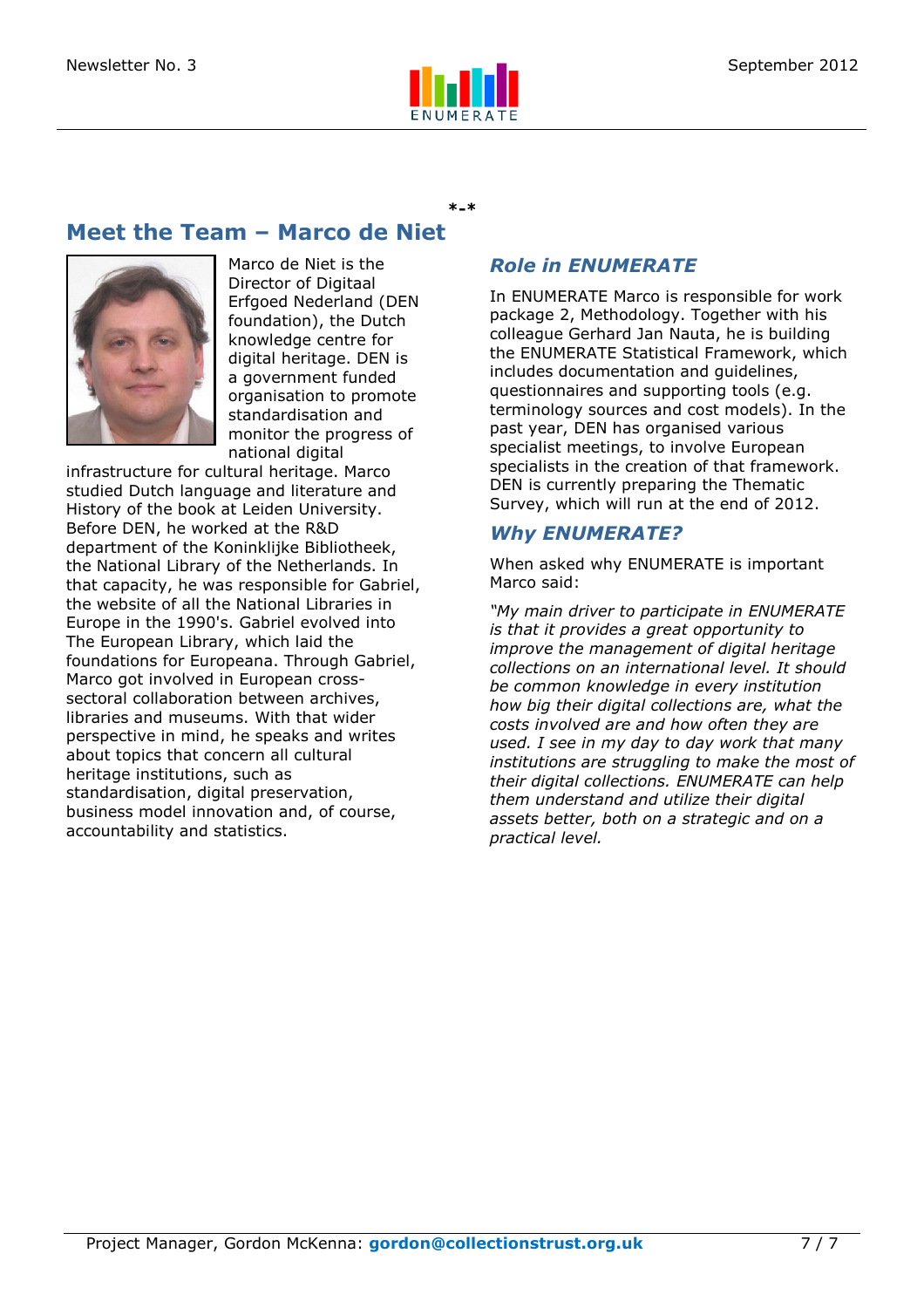*-*

## Meet the Team – Marco de Niet

Marco de Niet is the Director of Digitaal Erfgoed Nederland (DEN foundation), the Dutch knowledge centre for digital heritage. DEN is a government funded organisation to promote standardisation and monitor the progress of national digital infrastructure for cultural heritage. Marco studied Dutch language and literature and History of the book at Leiden University. Before DEN, he worked at the R&D department of the Koninklijke Bibliotheek, the National Library of the Netherlands. In that capacity, he was responsible for Gabriel, the website of all the National Libraries in Europe in the 1990's. Gabriel evolved into The European Library, which laid the foundations for Europeana. Through Gabriel, Marco got involved in European cross-sectoral collaboration between archives, libraries and museums. With that wider perspective in mind, he speaks and writes about topics that concern all cultural heritage institutions, such as standardisation, digital preservation, business model innovation and, of course, accountability and statistics.

### *Role in ENUMERATE*

In ENUMERATE Marco is responsible for work package 2, Methodology. Together with his colleague Gerhard Jan Nauta, he is building the ENUMERATE Statistical Framework, which includes documentation and guidelines, questionnaires and supporting tools (e.g. terminology sources and cost models). In the past year, DEN has organised various specialist meetings, to involve European specialists in the creation of that framework. DEN is currently preparing the Thematic Survey, which will run at the end of 2012.

### *Why ENUMERATE?*

When asked why ENUMERATE is important Marco said:

*"My main driver to participate in ENUMERATE is that it provides a great opportunity to improve the management of digital heritage collections on an international level. It should be common knowledge in every institution how big their digital collections are, what the costs involved are and how often they are used. I see in my day to day work that many institutions are struggling to make the most of their digital collections. ENUMERATE can help them understand and utilize their digital assets better, both on a strategic and on a practical level.*

Project Manager, Gordon McKenna: **gordon@collectionstrust.org.uk**